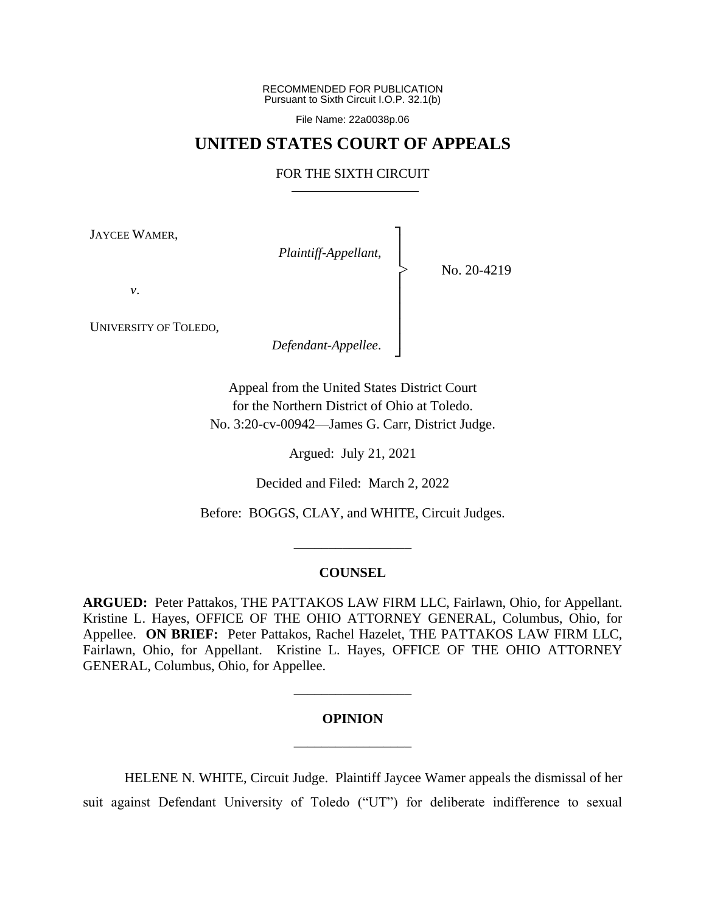RECOMMENDED FOR PUBLICATION
Pursuant to Sixth Circuit I.O.P. 32.1(b)

File Name: 22a0038p.06

# UNITED STATES COURT OF APPEALS

## FOR THE SIXTH CIRCUIT

JAYCEE WAMER,

*Plaintiff-Appellant*,

*v*.

UNIVERSITY OF TOLEDO,

*Defendant-Appellee*.

No. 20-4219

Appeal from the United States District Court
for the Northern District of Ohio at Toledo.
No. 3:20-cv-00942—James G. Carr, District Judge.

Argued: July 21, 2021

Decided and Filed: March 2, 2022

Before: BOGGS, CLAY, and WHITE, Circuit Judges.

---

### COUNSEL

**ARGUED:** Peter Pattakos, THE PATTAKOS LAW FIRM LLC, Fairlawn, Ohio, for Appellant. Kristine L. Hayes, OFFICE OF THE OHIO ATTORNEY GENERAL, Columbus, Ohio, for Appellee. **ON BRIEF:** Peter Pattakos, Rachel Hazelet, THE PATTAKOS LAW FIRM LLC, Fairlawn, Ohio, for Appellant. Kristine L. Hayes, OFFICE OF THE OHIO ATTORNEY GENERAL, Columbus, Ohio, for Appellee.

---

### OPINION

---

HELENE N. WHITE, Circuit Judge. Plaintiff Jaycee Wamer appeals the dismissal of her suit against Defendant University of Toledo ("UT") for deliberate indifference to sexual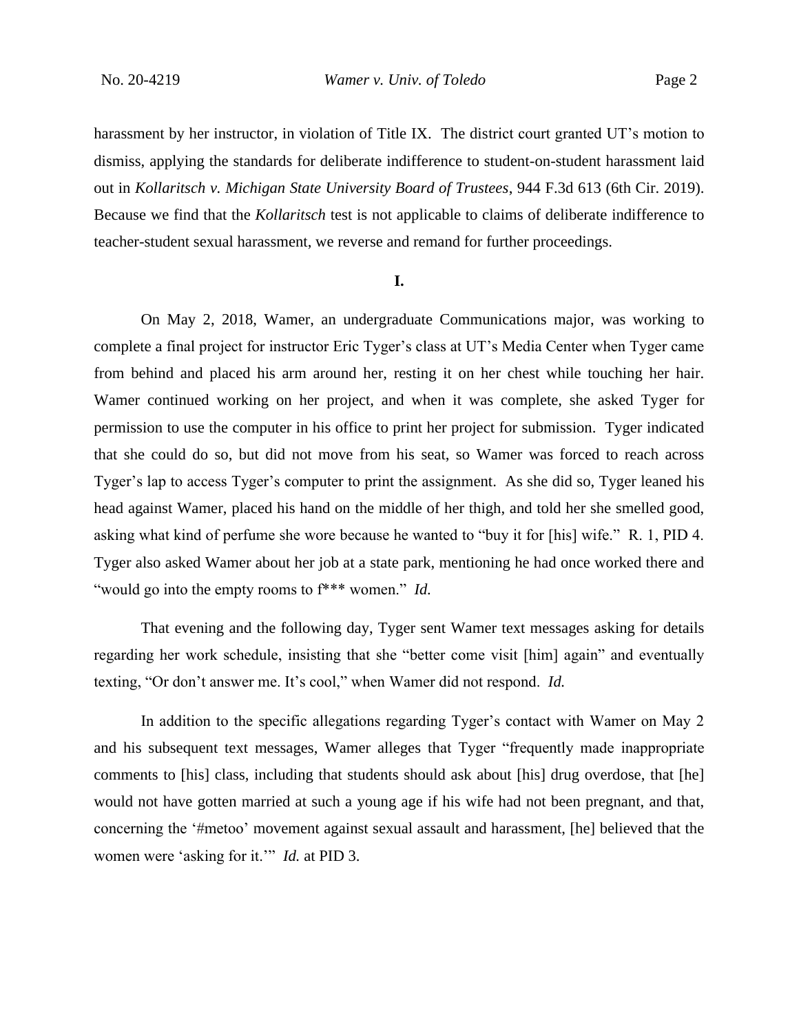harassment by her instructor, in violation of Title IX. The district court granted UT's motion to dismiss, applying the standards for deliberate indifference to student-on-student harassment laid out in *Kollaritsch v. Michigan State University Board of Trustees*, 944 F.3d 613 (6th Cir. 2019). Because we find that the *Kollaritsch* test is not applicable to claims of deliberate indifference to teacher-student sexual harassment, we reverse and remand for further proceedings.

## I.

On May 2, 2018, Wamer, an undergraduate Communications major, was working to complete a final project for instructor Eric Tyger's class at UT's Media Center when Tyger came from behind and placed his arm around her, resting it on her chest while touching her hair. Wamer continued working on her project, and when it was complete, she asked Tyger for permission to use the computer in his office to print her project for submission. Tyger indicated that she could do so, but did not move from his seat, so Wamer was forced to reach across Tyger's lap to access Tyger's computer to print the assignment. As she did so, Tyger leaned his head against Wamer, placed his hand on the middle of her thigh, and told her she smelled good, asking what kind of perfume she wore because he wanted to "buy it for [his] wife." R. 1, PID 4. Tyger also asked Wamer about her job at a state park, mentioning he had once worked there and "would go into the empty rooms to f*** women." *Id.*

That evening and the following day, Tyger sent Wamer text messages asking for details regarding her work schedule, insisting that she "better come visit [him] again" and eventually texting, "Or don't answer me. It's cool," when Wamer did not respond. *Id.*

In addition to the specific allegations regarding Tyger's contact with Wamer on May 2 and his subsequent text messages, Wamer alleges that Tyger "frequently made inappropriate comments to [his] class, including that students should ask about [his] drug overdose, that [he] would not have gotten married at such a young age if his wife had not been pregnant, and that, concerning the '#metoo' movement against sexual assault and harassment, [he] believed that the women were 'asking for it.'" *Id.* at PID 3.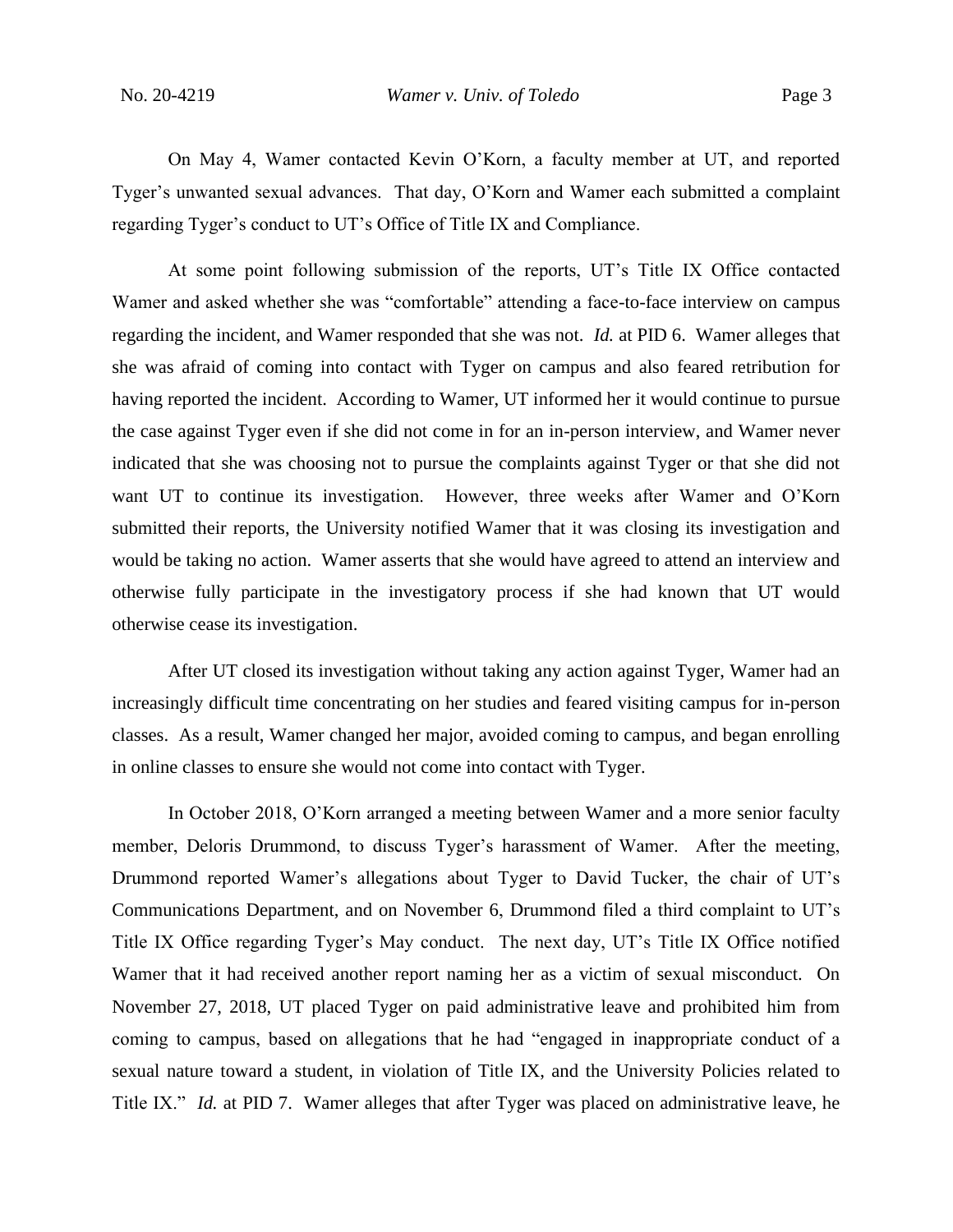On May 4, Wamer contacted Kevin O'Korn, a faculty member at UT, and reported Tyger's unwanted sexual advances. That day, O'Korn and Wamer each submitted a complaint regarding Tyger's conduct to UT's Office of Title IX and Compliance.

At some point following submission of the reports, UT's Title IX Office contacted Wamer and asked whether she was "comfortable" attending a face-to-face interview on campus regarding the incident, and Wamer responded that she was not. *Id.* at PID 6. Wamer alleges that she was afraid of coming into contact with Tyger on campus and also feared retribution for having reported the incident. According to Wamer, UT informed her it would continue to pursue the case against Tyger even if she did not come in for an in-person interview, and Wamer never indicated that she was choosing not to pursue the complaints against Tyger or that she did not want UT to continue its investigation. However, three weeks after Wamer and O'Korn submitted their reports, the University notified Wamer that it was closing its investigation and would be taking no action. Wamer asserts that she would have agreed to attend an interview and otherwise fully participate in the investigatory process if she had known that UT would otherwise cease its investigation.

After UT closed its investigation without taking any action against Tyger, Wamer had an increasingly difficult time concentrating on her studies and feared visiting campus for in-person classes. As a result, Wamer changed her major, avoided coming to campus, and began enrolling in online classes to ensure she would not come into contact with Tyger.

In October 2018, O'Korn arranged a meeting between Wamer and a more senior faculty member, Deloris Drummond, to discuss Tyger's harassment of Wamer. After the meeting, Drummond reported Wamer's allegations about Tyger to David Tucker, the chair of UT's Communications Department, and on November 6, Drummond filed a third complaint to UT's Title IX Office regarding Tyger's May conduct. The next day, UT's Title IX Office notified Wamer that it had received another report naming her as a victim of sexual misconduct. On November 27, 2018, UT placed Tyger on paid administrative leave and prohibited him from coming to campus, based on allegations that he had "engaged in inappropriate conduct of a sexual nature toward a student, in violation of Title IX, and the University Policies related to Title IX." *Id.* at PID 7. Wamer alleges that after Tyger was placed on administrative leave, he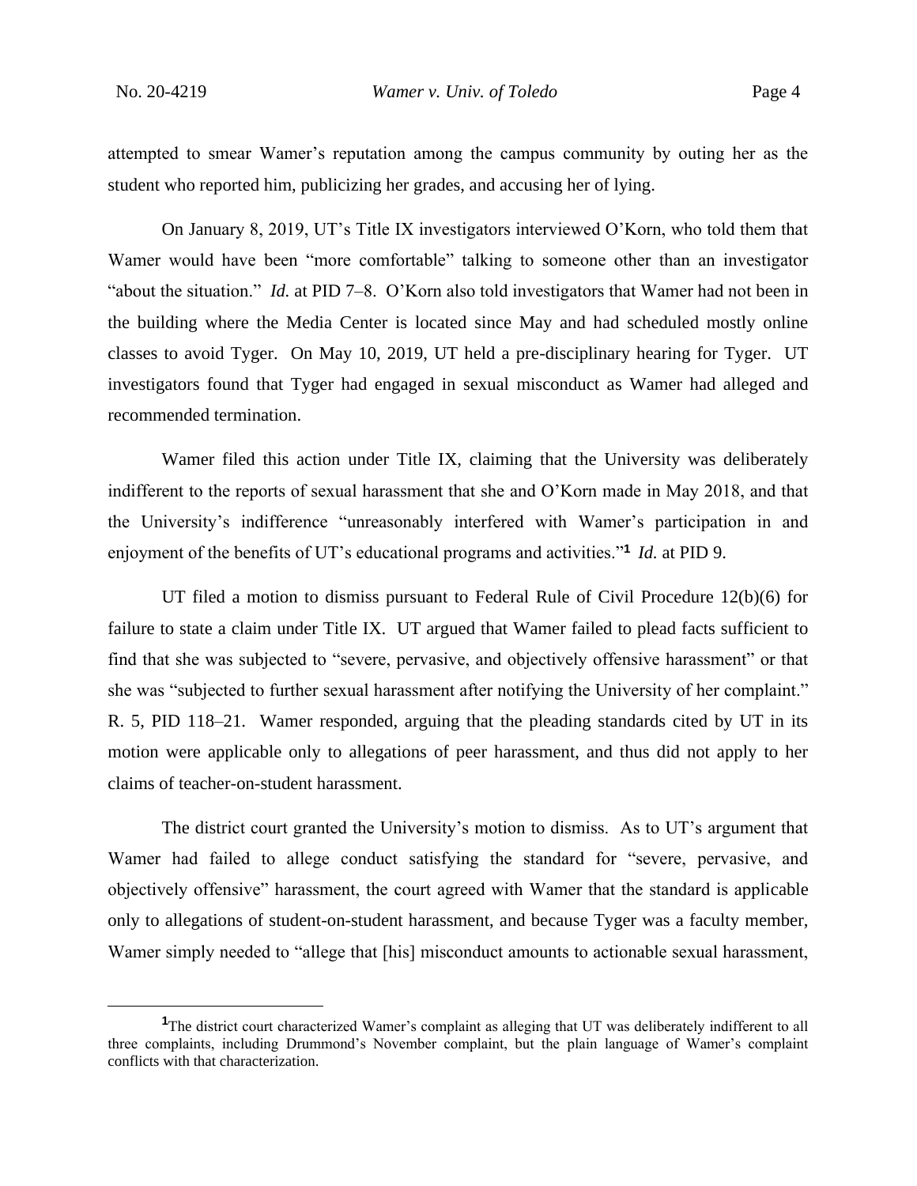attempted to smear Wamer's reputation among the campus community by outing her as the student who reported him, publicizing her grades, and accusing her of lying.

On January 8, 2019, UT's Title IX investigators interviewed O'Korn, who told them that Wamer would have been "more comfortable" talking to someone other than an investigator "about the situation." *Id.* at PID 7–8. O'Korn also told investigators that Wamer had not been in the building where the Media Center is located since May and had scheduled mostly online classes to avoid Tyger. On May 10, 2019, UT held a pre-disciplinary hearing for Tyger. UT investigators found that Tyger had engaged in sexual misconduct as Wamer had alleged and recommended termination.

Wamer filed this action under Title IX, claiming that the University was deliberately indifferent to the reports of sexual harassment that she and O'Korn made in May 2018, and that the University's indifference "unreasonably interfered with Wamer's participation in and enjoyment of the benefits of UT's educational programs and activities."[1] *Id.* at PID 9.

UT filed a motion to dismiss pursuant to Federal Rule of Civil Procedure 12(b)(6) for failure to state a claim under Title IX. UT argued that Wamer failed to plead facts sufficient to find that she was subjected to "severe, pervasive, and objectively offensive harassment" or that she was "subjected to further sexual harassment after notifying the University of her complaint." R. 5, PID 118–21. Wamer responded, arguing that the pleading standards cited by UT in its motion were applicable only to allegations of peer harassment, and thus did not apply to her claims of teacher-on-student harassment.

The district court granted the University's motion to dismiss. As to UT's argument that Wamer had failed to allege conduct satisfying the standard for "severe, pervasive, and objectively offensive" harassment, the court agreed with Wamer that the standard is applicable only to allegations of student-on-student harassment, and because Tyger was a faculty member, Wamer simply needed to "allege that [his] misconduct amounts to actionable sexual harassment,

[1]The district court characterized Wamer's complaint as alleging that UT was deliberately indifferent to all three complaints, including Drummond's November complaint, but the plain language of Wamer's complaint conflicts with that characterization.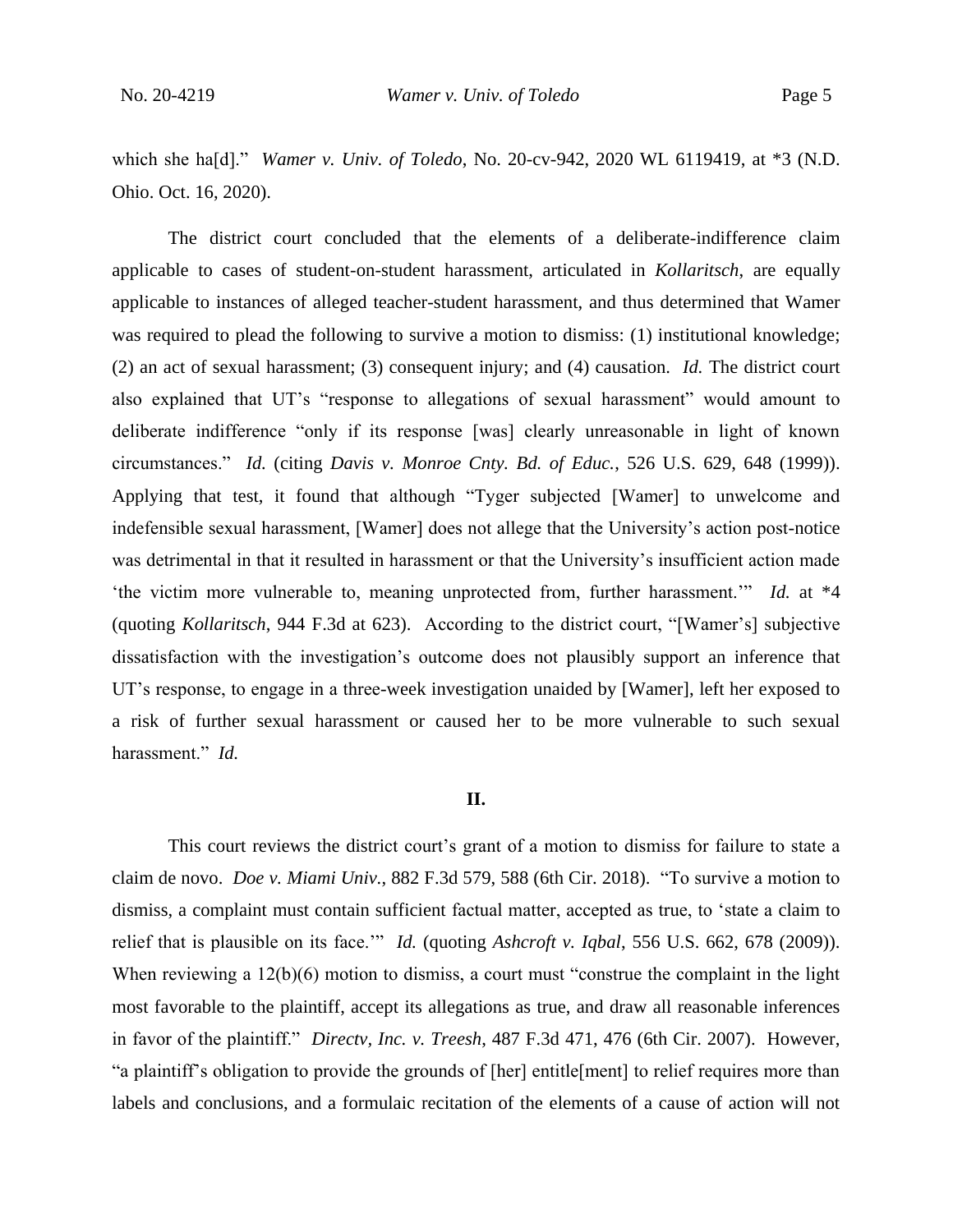which she ha[d]." *Wamer v. Univ. of Toledo*, No. 20-cv-942, 2020 WL 6119419, at *3 (N.D. Ohio. Oct. 16, 2020).

The district court concluded that the elements of a deliberate-indifference claim applicable to cases of student-on-student harassment, articulated in *Kollaritsch*, are equally applicable to instances of alleged teacher-student harassment, and thus determined that Wamer was required to plead the following to survive a motion to dismiss: (1) institutional knowledge; (2) an act of sexual harassment; (3) consequent injury; and (4) causation. *Id.* The district court also explained that UT's "response to allegations of sexual harassment" would amount to deliberate indifference "only if its response [was] clearly unreasonable in light of known circumstances." *Id.* (citing *Davis v. Monroe Cnty. Bd. of Educ.*, 526 U.S. 629, 648 (1999)). Applying that test, it found that although "Tyger subjected [Wamer] to unwelcome and indefensible sexual harassment, [Wamer] does not allege that the University's action post-notice was detrimental in that it resulted in harassment or that the University's insufficient action made 'the victim more vulnerable to, meaning unprotected from, further harassment.'" *Id.* at *4 (quoting *Kollaritsch*, 944 F.3d at 623). According to the district court, "[Wamer's] subjective dissatisfaction with the investigation's outcome does not plausibly support an inference that UT's response, to engage in a three-week investigation unaided by [Wamer], left her exposed to a risk of further sexual harassment or caused her to be more vulnerable to such sexual harassment." *Id.*

## II.

This court reviews the district court's grant of a motion to dismiss for failure to state a claim de novo. *Doe v. Miami Univ.*, 882 F.3d 579, 588 (6th Cir. 2018). "To survive a motion to dismiss, a complaint must contain sufficient factual matter, accepted as true, to 'state a claim to relief that is plausible on its face.'" *Id.* (quoting *Ashcroft v. Iqbal*, 556 U.S. 662, 678 (2009)). When reviewing a 12(b)(6) motion to dismiss, a court must "construe the complaint in the light most favorable to the plaintiff, accept its allegations as true, and draw all reasonable inferences in favor of the plaintiff." *Directv, Inc. v. Treesh*, 487 F.3d 471, 476 (6th Cir. 2007). However, "a plaintiff's obligation to provide the grounds of [her] entitle[ment] to relief requires more than labels and conclusions, and a formulaic recitation of the elements of a cause of action will not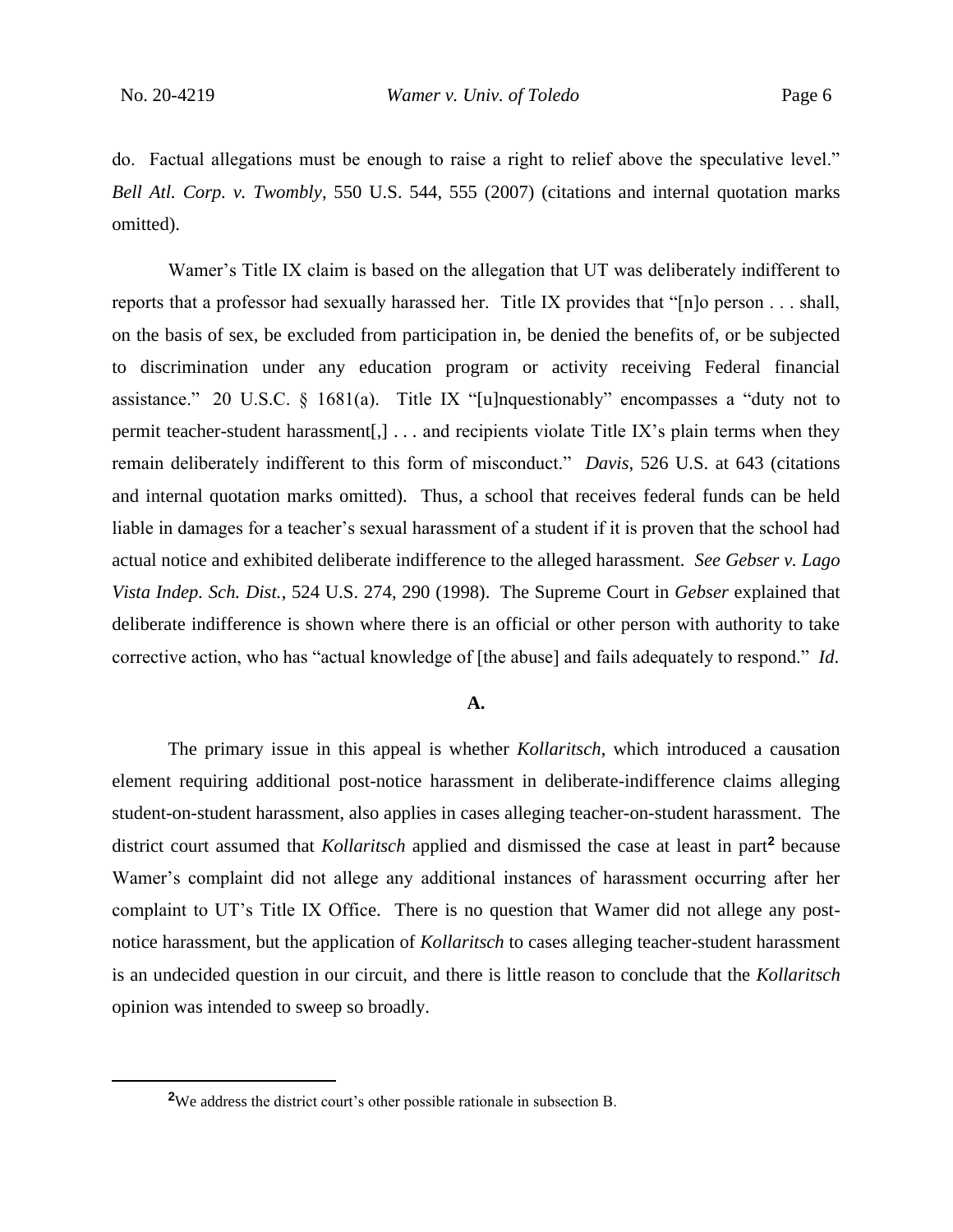do. Factual allegations must be enough to raise a right to relief above the speculative level." *Bell Atl. Corp. v. Twombly*, 550 U.S. 544, 555 (2007) (citations and internal quotation marks omitted).

Wamer's Title IX claim is based on the allegation that UT was deliberately indifferent to reports that a professor had sexually harassed her. Title IX provides that "[n]o person . . . shall, on the basis of sex, be excluded from participation in, be denied the benefits of, or be subjected to discrimination under any education program or activity receiving Federal financial assistance." 20 U.S.C. § 1681(a). Title IX "[u]nquestionably" encompasses a "duty not to permit teacher-student harassment[,] . . . and recipients violate Title IX's plain terms when they remain deliberately indifferent to this form of misconduct." *Davis*, 526 U.S. at 643 (citations and internal quotation marks omitted). Thus, a school that receives federal funds can be held liable in damages for a teacher's sexual harassment of a student if it is proven that the school had actual notice and exhibited deliberate indifference to the alleged harassment. *See Gebser v. Lago Vista Indep. Sch. Dist.*, 524 U.S. 274, 290 (1998). The Supreme Court in *Gebser* explained that deliberate indifference is shown where there is an official or other person with authority to take corrective action, who has "actual knowledge of [the abuse] and fails adequately to respond." *Id.*

**A.**

The primary issue in this appeal is whether *Kollaritsch*, which introduced a causation element requiring additional post-notice harassment in deliberate-indifference claims alleging student-on-student harassment, also applies in cases alleging teacher-on-student harassment. The district court assumed that *Kollaritsch* applied and dismissed the case at least in part[2] because Wamer's complaint did not allege any additional instances of harassment occurring after her complaint to UT's Title IX Office. There is no question that Wamer did not allege any post-notice harassment, but the application of *Kollaritsch* to cases alleging teacher-student harassment is an undecided question in our circuit, and there is little reason to conclude that the *Kollaritsch* opinion was intended to sweep so broadly.

---

[2]We address the district court's other possible rationale in subsection B.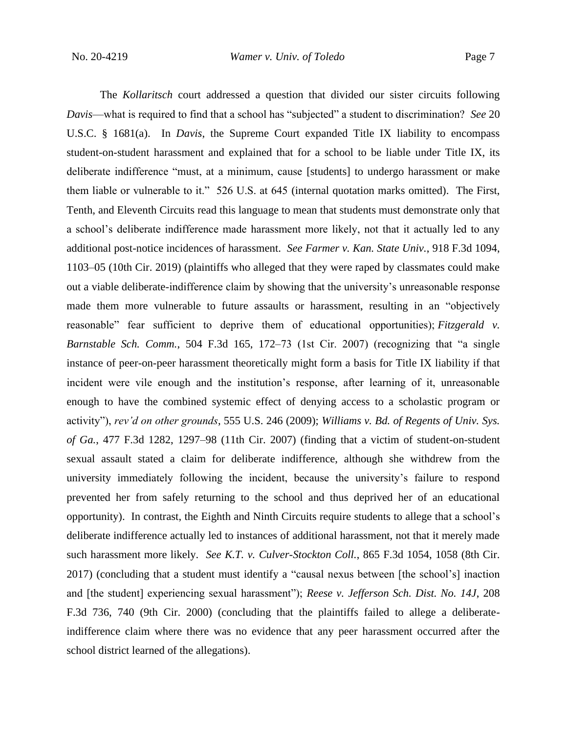The *Kollaritsch* court addressed a question that divided our sister circuits following *Davis*—what is required to find that a school has "subjected" a student to discrimination? *See* 20 U.S.C. § 1681(a). In *Davis*, the Supreme Court expanded Title IX liability to encompass student-on-student harassment and explained that for a school to be liable under Title IX, its deliberate indifference "must, at a minimum, cause [students] to undergo harassment or make them liable or vulnerable to it." 526 U.S. at 645 (internal quotation marks omitted). The First, Tenth, and Eleventh Circuits read this language to mean that students must demonstrate only that a school's deliberate indifference made harassment more likely, not that it actually led to any additional post-notice incidences of harassment. *See Farmer v. Kan. State Univ.*, 918 F.3d 1094, 1103–05 (10th Cir. 2019) (plaintiffs who alleged that they were raped by classmates could make out a viable deliberate-indifference claim by showing that the university's unreasonable response made them more vulnerable to future assaults or harassment, resulting in an "objectively reasonable" fear sufficient to deprive them of educational opportunities); *Fitzgerald v. Barnstable Sch. Comm.*, 504 F.3d 165, 172–73 (1st Cir. 2007) (recognizing that "a single instance of peer-on-peer harassment theoretically might form a basis for Title IX liability if that incident were vile enough and the institution's response, after learning of it, unreasonable enough to have the combined systemic effect of denying access to a scholastic program or activity"), *rev'd on other grounds*, 555 U.S. 246 (2009); *Williams v. Bd. of Regents of Univ. Sys. of Ga.*, 477 F.3d 1282, 1297–98 (11th Cir. 2007) (finding that a victim of student-on-student sexual assault stated a claim for deliberate indifference, although she withdrew from the university immediately following the incident, because the university's failure to respond prevented her from safely returning to the school and thus deprived her of an educational opportunity). In contrast, the Eighth and Ninth Circuits require students to allege that a school's deliberate indifference actually led to instances of additional harassment, not that it merely made such harassment more likely. *See K.T. v. Culver-Stockton Coll.*, 865 F.3d 1054, 1058 (8th Cir. 2017) (concluding that a student must identify a "causal nexus between [the school's] inaction and [the student] experiencing sexual harassment"); *Reese v. Jefferson Sch. Dist. No. 14J*, 208 F.3d 736, 740 (9th Cir. 2000) (concluding that the plaintiffs failed to allege a deliberate-indifference claim where there was no evidence that any peer harassment occurred after the school district learned of the allegations).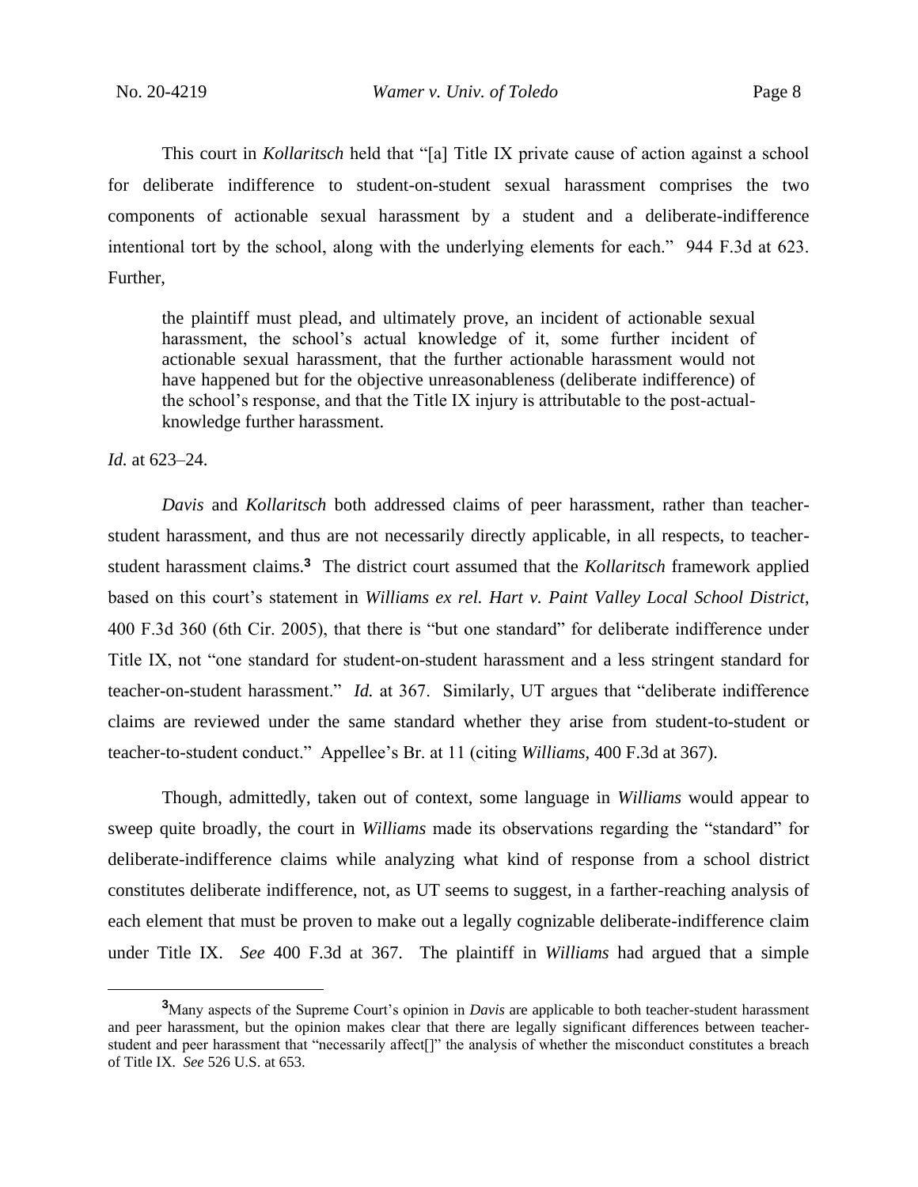This court in *Kollaritsch* held that "[a] Title IX private cause of action against a school for deliberate indifference to student-on-student sexual harassment comprises the two components of actionable sexual harassment by a student and a deliberate-indifference intentional tort by the school, along with the underlying elements for each." 944 F.3d at 623. Further,

> the plaintiff must plead, and ultimately prove, an incident of actionable sexual harassment, the school's actual knowledge of it, some further incident of actionable sexual harassment, that the further actionable harassment would not have happened but for the objective unreasonableness (deliberate indifference) of the school's response, and that the Title IX injury is attributable to the post-actual-knowledge further harassment.

*Id.* at 623–24.

*Davis* and *Kollaritsch* both addressed claims of peer harassment, rather than teacher-student harassment, and thus are not necessarily directly applicable, in all respects, to teacher-student harassment claims.[3] The district court assumed that the *Kollaritsch* framework applied based on this court's statement in *Williams ex rel. Hart v. Paint Valley Local School District*, 400 F.3d 360 (6th Cir. 2005), that there is "but one standard" for deliberate indifference under Title IX, not "one standard for student-on-student harassment and a less stringent standard for teacher-on-student harassment." *Id.* at 367. Similarly, UT argues that "deliberate indifference claims are reviewed under the same standard whether they arise from student-to-student or teacher-to-student conduct." Appellee's Br. at 11 (citing *Williams*, 400 F.3d at 367).

Though, admittedly, taken out of context, some language in *Williams* would appear to sweep quite broadly, the court in *Williams* made its observations regarding the "standard" for deliberate-indifference claims while analyzing what kind of response from a school district constitutes deliberate indifference, not, as UT seems to suggest, in a farther-reaching analysis of each element that must be proven to make out a legally cognizable deliberate-indifference claim under Title IX. *See* 400 F.3d at 367. The plaintiff in *Williams* had argued that a simple

[3] Many aspects of the Supreme Court's opinion in *Davis* are applicable to both teacher-student harassment and peer harassment, but the opinion makes clear that there are legally significant differences between teacher-student and peer harassment that "necessarily affect[]" the analysis of whether the misconduct constitutes a breach of Title IX. *See* 526 U.S. at 653.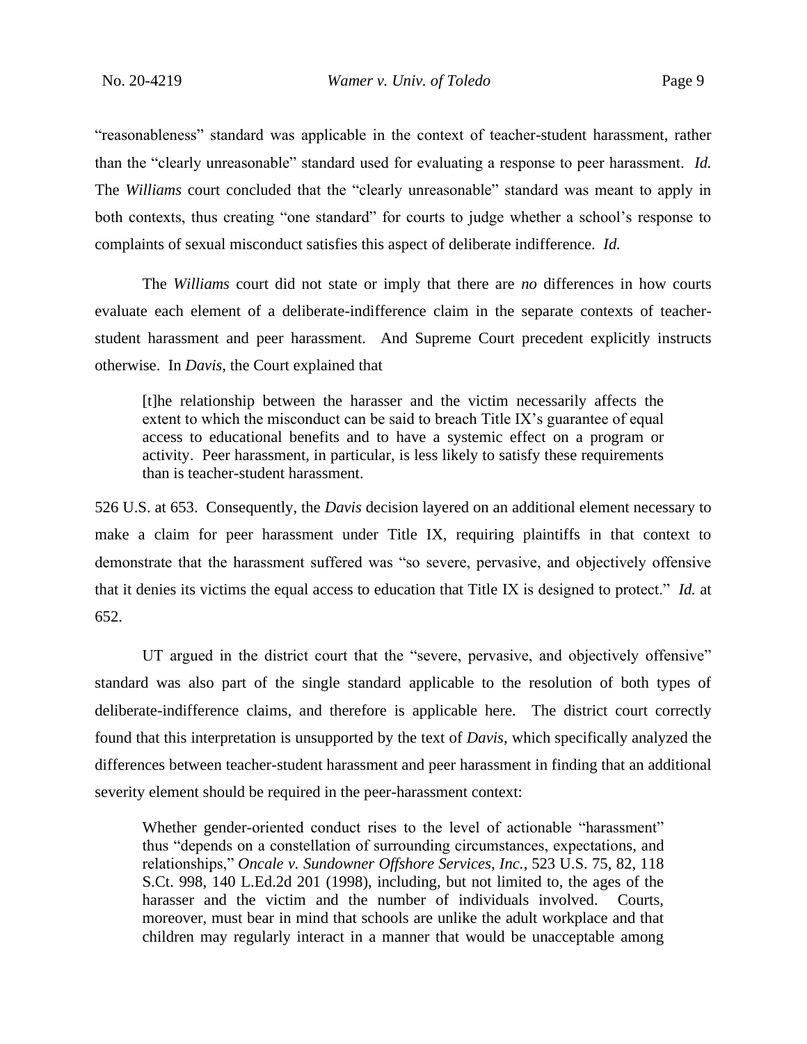"reasonableness" standard was applicable in the context of teacher-student harassment, rather than the "clearly unreasonable" standard used for evaluating a response to peer harassment. *Id.* The *Williams* court concluded that the "clearly unreasonable" standard was meant to apply in both contexts, thus creating "one standard" for courts to judge whether a school's response to complaints of sexual misconduct satisfies this aspect of deliberate indifference. *Id.*

The *Williams* court did not state or imply that there are *no* differences in how courts evaluate each element of a deliberate-indifference claim in the separate contexts of teacher-student harassment and peer harassment. And Supreme Court precedent explicitly instructs otherwise. In *Davis*, the Court explained that

> [t]he relationship between the harasser and the victim necessarily affects the extent to which the misconduct can be said to breach Title IX's guarantee of equal access to educational benefits and to have a systemic effect on a program or activity. Peer harassment, in particular, is less likely to satisfy these requirements than is teacher-student harassment.

526 U.S. at 653. Consequently, the *Davis* decision layered on an additional element necessary to make a claim for peer harassment under Title IX, requiring plaintiffs in that context to demonstrate that the harassment suffered was "so severe, pervasive, and objectively offensive that it denies its victims the equal access to education that Title IX is designed to protect." *Id.* at 652.

UT argued in the district court that the "severe, pervasive, and objectively offensive" standard was also part of the single standard applicable to the resolution of both types of deliberate-indifference claims, and therefore is applicable here. The district court correctly found that this interpretation is unsupported by the text of *Davis*, which specifically analyzed the differences between teacher-student harassment and peer harassment in finding that an additional severity element should be required in the peer-harassment context:

> Whether gender-oriented conduct rises to the level of actionable "harassment" thus "depends on a constellation of surrounding circumstances, expectations, and relationships," *Oncale v. Sundowner Offshore Services, Inc.*, 523 U.S. 75, 82, 118 S.Ct. 998, 140 L.Ed.2d 201 (1998), including, but not limited to, the ages of the harasser and the victim and the number of individuals involved. Courts, moreover, must bear in mind that schools are unlike the adult workplace and that children may regularly interact in a manner that would be unacceptable among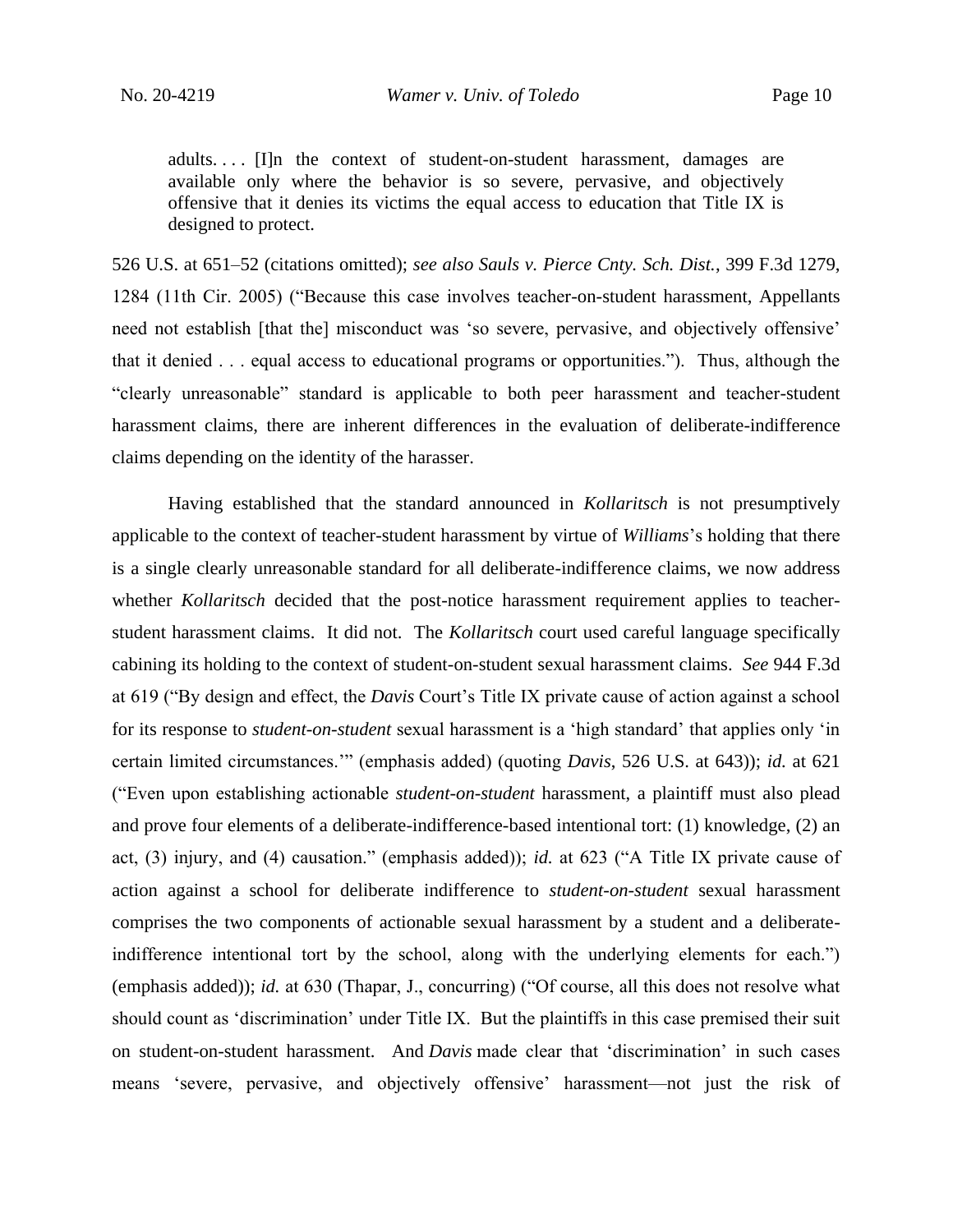> adults. . . . [I]n the context of student-on-student harassment, damages are available only where the behavior is so severe, pervasive, and objectively offensive that it denies its victims the equal access to education that Title IX is designed to protect.

526 U.S. at 651–52 (citations omitted); *see also Sauls v. Pierce Cnty. Sch. Dist.*, 399 F.3d 1279, 1284 (11th Cir. 2005) ("Because this case involves teacher-on-student harassment, Appellants need not establish [that the] misconduct was 'so severe, pervasive, and objectively offensive' that it denied . . . equal access to educational programs or opportunities."). Thus, although the "clearly unreasonable" standard is applicable to both peer harassment and teacher-student harassment claims, there are inherent differences in the evaluation of deliberate-indifference claims depending on the identity of the harasser.

Having established that the standard announced in *Kollaritsch* is not presumptively applicable to the context of teacher-student harassment by virtue of *Williams*'s holding that there is a single clearly unreasonable standard for all deliberate-indifference claims, we now address whether *Kollaritsch* decided that the post-notice harassment requirement applies to teacher-student harassment claims. It did not. The *Kollaritsch* court used careful language specifically cabining its holding to the context of student-on-student sexual harassment claims. *See* 944 F.3d at 619 ("By design and effect, the *Davis* Court's Title IX private cause of action against a school for its response to *student-on-student* sexual harassment is a 'high standard' that applies only 'in certain limited circumstances.'" (emphasis added) (quoting *Davis*, 526 U.S. at 643)); *id.* at 621 ("Even upon establishing actionable *student-on-student* harassment, a plaintiff must also plead and prove four elements of a deliberate-indifference-based intentional tort: (1) knowledge, (2) an act, (3) injury, and (4) causation." (emphasis added)); *id.* at 623 ("A Title IX private cause of action against a school for deliberate indifference to *student-on-student* sexual harassment comprises the two components of actionable sexual harassment by a student and a deliberate-indifference intentional tort by the school, along with the underlying elements for each.") (emphasis added)); *id.* at 630 (Thapar, J., concurring) ("Of course, all this does not resolve what should count as 'discrimination' under Title IX. But the plaintiffs in this case premised their suit on student-on-student harassment. And *Davis* made clear that 'discrimination' in such cases means 'severe, pervasive, and objectively offensive' harassment—not just the risk of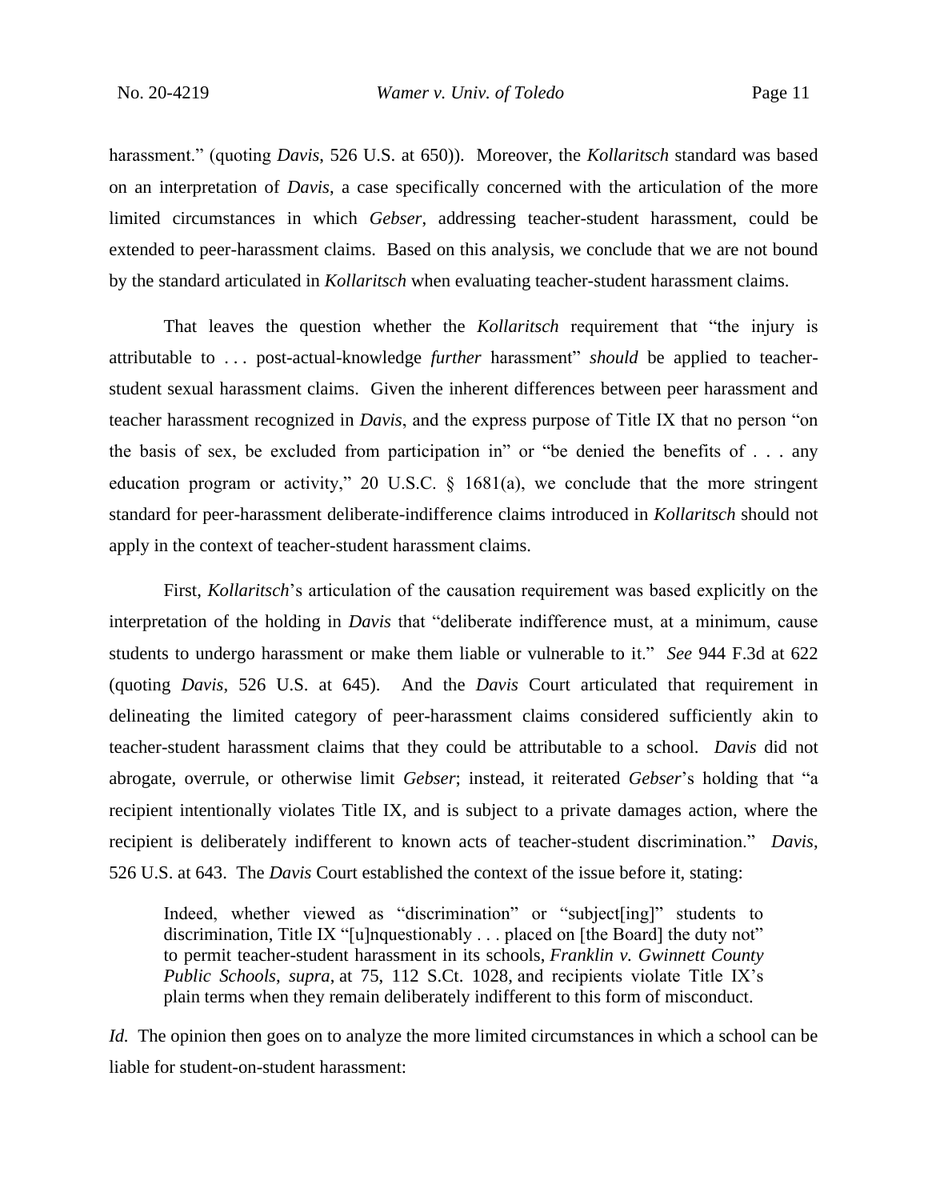harassment." (quoting *Davis*, 526 U.S. at 650)). Moreover, the *Kollaritsch* standard was based on an interpretation of *Davis*, a case specifically concerned with the articulation of the more limited circumstances in which *Gebser*, addressing teacher-student harassment, could be extended to peer-harassment claims. Based on this analysis, we conclude that we are not bound by the standard articulated in *Kollaritsch* when evaluating teacher-student harassment claims.

That leaves the question whether the *Kollaritsch* requirement that "the injury is attributable to . . . post-actual-knowledge *further* harassment" *should* be applied to teacher-student sexual harassment claims. Given the inherent differences between peer harassment and teacher harassment recognized in *Davis*, and the express purpose of Title IX that no person "on the basis of sex, be excluded from participation in" or "be denied the benefits of . . . any education program or activity," 20 U.S.C. § 1681(a), we conclude that the more stringent standard for peer-harassment deliberate-indifference claims introduced in *Kollaritsch* should not apply in the context of teacher-student harassment claims.

First, *Kollaritsch*'s articulation of the causation requirement was based explicitly on the interpretation of the holding in *Davis* that "deliberate indifference must, at a minimum, cause students to undergo harassment or make them liable or vulnerable to it." *See* 944 F.3d at 622 (quoting *Davis*, 526 U.S. at 645). And the *Davis* Court articulated that requirement in delineating the limited category of peer-harassment claims considered sufficiently akin to teacher-student harassment claims that they could be attributable to a school. *Davis* did not abrogate, overrule, or otherwise limit *Gebser*; instead, it reiterated *Gebser*'s holding that "a recipient intentionally violates Title IX, and is subject to a private damages action, where the recipient is deliberately indifferent to known acts of teacher-student discrimination." *Davis*, 526 U.S. at 643. The *Davis* Court established the context of the issue before it, stating:

> Indeed, whether viewed as "discrimination" or "subject[ing]" students to discrimination, Title IX "[u]nquestionably . . . placed on [the Board] the duty not" to permit teacher-student harassment in its schools, *Franklin v. Gwinnett County Public Schools*, *supra*, at 75, 112 S.Ct. 1028, and recipients violate Title IX's plain terms when they remain deliberately indifferent to this form of misconduct.

*Id.* The opinion then goes on to analyze the more limited circumstances in which a school can be liable for student-on-student harassment: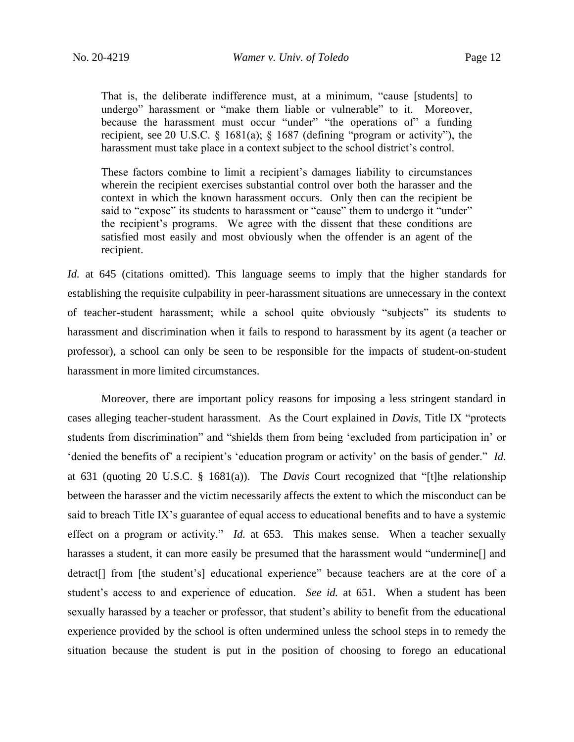> That is, the deliberate indifference must, at a minimum, "cause [students] to undergo" harassment or "make them liable or vulnerable" to it. Moreover, because the harassment must occur "under" "the operations of" a funding recipient, see 20 U.S.C. § 1681(a); § 1687 (defining "program or activity"), the harassment must take place in a context subject to the school district's control.
>
> These factors combine to limit a recipient's damages liability to circumstances wherein the recipient exercises substantial control over both the harasser and the context in which the known harassment occurs. Only then can the recipient be said to "expose" its students to harassment or "cause" them to undergo it "under" the recipient's programs. We agree with the dissent that these conditions are satisfied most easily and most obviously when the offender is an agent of the recipient.

*Id.* at 645 (citations omitted). This language seems to imply that the higher standards for establishing the requisite culpability in peer-harassment situations are unnecessary in the context of teacher-student harassment; while a school quite obviously "subjects" its students to harassment and discrimination when it fails to respond to harassment by its agent (a teacher or professor), a school can only be seen to be responsible for the impacts of student-on-student harassment in more limited circumstances.

Moreover, there are important policy reasons for imposing a less stringent standard in cases alleging teacher-student harassment. As the Court explained in *Davis*, Title IX "protects students from discrimination" and "shields them from being 'excluded from participation in' or 'denied the benefits of' a recipient's 'education program or activity' on the basis of gender." *Id.* at 631 (quoting 20 U.S.C. § 1681(a)). The *Davis* Court recognized that "[t]he relationship between the harasser and the victim necessarily affects the extent to which the misconduct can be said to breach Title IX's guarantee of equal access to educational benefits and to have a systemic effect on a program or activity." *Id.* at 653. This makes sense. When a teacher sexually harasses a student, it can more easily be presumed that the harassment would "undermine[] and detract[] from [the student's] educational experience" because teachers are at the core of a student's access to and experience of education. *See id.* at 651. When a student has been sexually harassed by a teacher or professor, that student's ability to benefit from the educational experience provided by the school is often undermined unless the school steps in to remedy the situation because the student is put in the position of choosing to forego an educational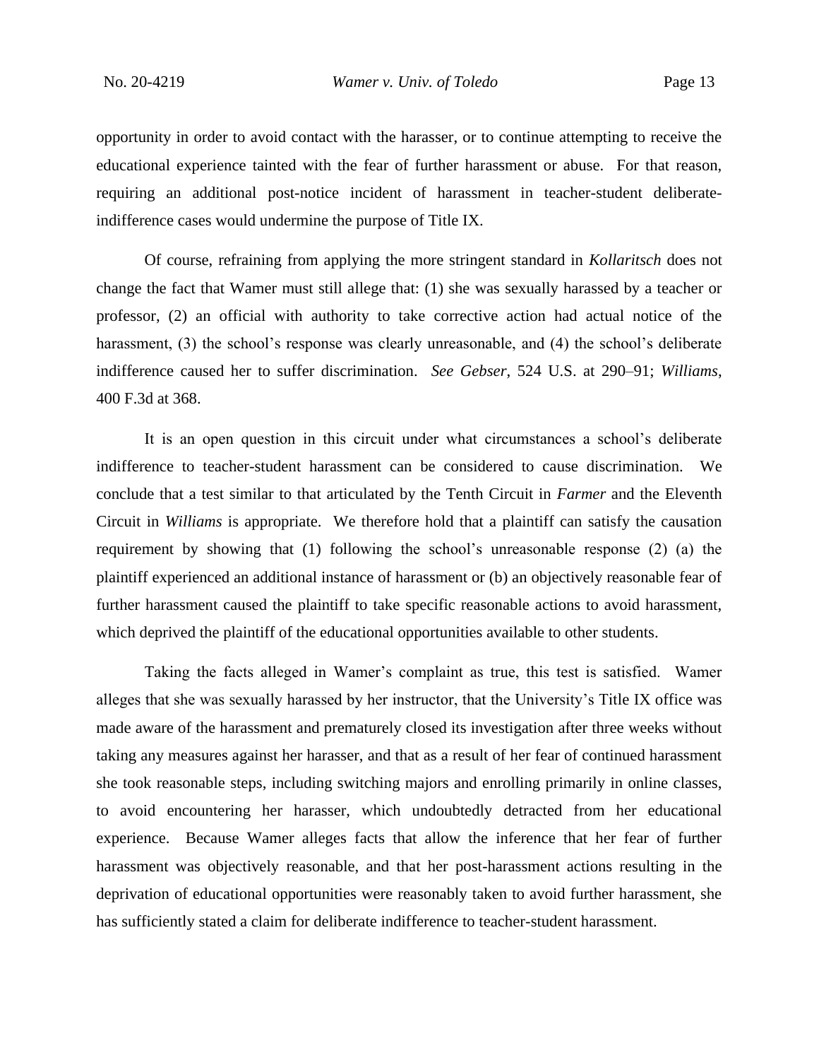opportunity in order to avoid contact with the harasser, or to continue attempting to receive the educational experience tainted with the fear of further harassment or abuse. For that reason, requiring an additional post-notice incident of harassment in teacher-student deliberate-indifference cases would undermine the purpose of Title IX.

Of course, refraining from applying the more stringent standard in *Kollaritsch* does not change the fact that Wamer must still allege that: (1) she was sexually harassed by a teacher or professor, (2) an official with authority to take corrective action had actual notice of the harassment, (3) the school's response was clearly unreasonable, and (4) the school's deliberate indifference caused her to suffer discrimination. *See Gebser*, 524 U.S. at 290–91; *Williams*, 400 F.3d at 368.

It is an open question in this circuit under what circumstances a school's deliberate indifference to teacher-student harassment can be considered to cause discrimination. We conclude that a test similar to that articulated by the Tenth Circuit in *Farmer* and the Eleventh Circuit in *Williams* is appropriate. We therefore hold that a plaintiff can satisfy the causation requirement by showing that (1) following the school's unreasonable response (2) (a) the plaintiff experienced an additional instance of harassment or (b) an objectively reasonable fear of further harassment caused the plaintiff to take specific reasonable actions to avoid harassment, which deprived the plaintiff of the educational opportunities available to other students.

Taking the facts alleged in Wamer's complaint as true, this test is satisfied. Wamer alleges that she was sexually harassed by her instructor, that the University's Title IX office was made aware of the harassment and prematurely closed its investigation after three weeks without taking any measures against her harasser, and that as a result of her fear of continued harassment she took reasonable steps, including switching majors and enrolling primarily in online classes, to avoid encountering her harasser, which undoubtedly detracted from her educational experience. Because Wamer alleges facts that allow the inference that her fear of further harassment was objectively reasonable, and that her post-harassment actions resulting in the deprivation of educational opportunities were reasonably taken to avoid further harassment, she has sufficiently stated a claim for deliberate indifference to teacher-student harassment.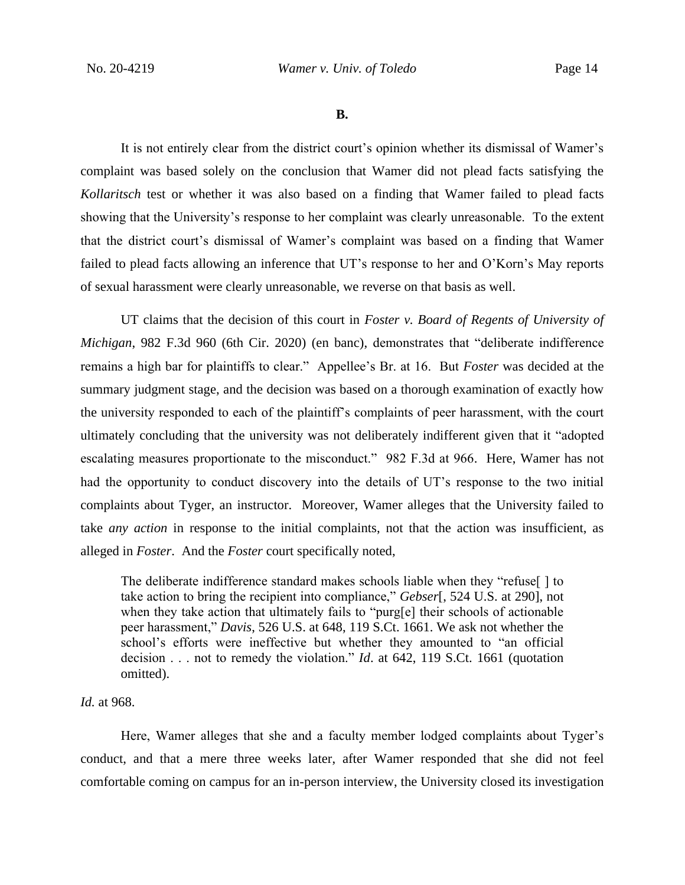## B.

It is not entirely clear from the district court's opinion whether its dismissal of Wamer's complaint was based solely on the conclusion that Wamer did not plead facts satisfying the *Kollaritsch* test or whether it was also based on a finding that Wamer failed to plead facts showing that the University's response to her complaint was clearly unreasonable. To the extent that the district court's dismissal of Wamer's complaint was based on a finding that Wamer failed to plead facts allowing an inference that UT's response to her and O'Korn's May reports of sexual harassment were clearly unreasonable, we reverse on that basis as well.

UT claims that the decision of this court in *Foster v. Board of Regents of University of Michigan*, 982 F.3d 960 (6th Cir. 2020) (en banc), demonstrates that "deliberate indifference remains a high bar for plaintiffs to clear." Appellee's Br. at 16. But *Foster* was decided at the summary judgment stage, and the decision was based on a thorough examination of exactly how the university responded to each of the plaintiff's complaints of peer harassment, with the court ultimately concluding that the university was not deliberately indifferent given that it "adopted escalating measures proportionate to the misconduct." 982 F.3d at 966. Here, Wamer has not had the opportunity to conduct discovery into the details of UT's response to the two initial complaints about Tyger, an instructor. Moreover, Wamer alleges that the University failed to take *any action* in response to the initial complaints, not that the action was insufficient, as alleged in *Foster*. And the *Foster* court specifically noted,

> The deliberate indifference standard makes schools liable when they "refuse[ ] to take action to bring the recipient into compliance," *Gebser*[, 524 U.S. at 290], not when they take action that ultimately fails to "purg[e] their schools of actionable peer harassment," *Davis*, 526 U.S. at 648, 119 S.Ct. 1661. We ask not whether the school's efforts were ineffective but whether they amounted to "an official decision . . . not to remedy the violation." *Id*. at 642, 119 S.Ct. 1661 (quotation omitted).

*Id.* at 968.

Here, Wamer alleges that she and a faculty member lodged complaints about Tyger's conduct, and that a mere three weeks later, after Wamer responded that she did not feel comfortable coming on campus for an in-person interview, the University closed its investigation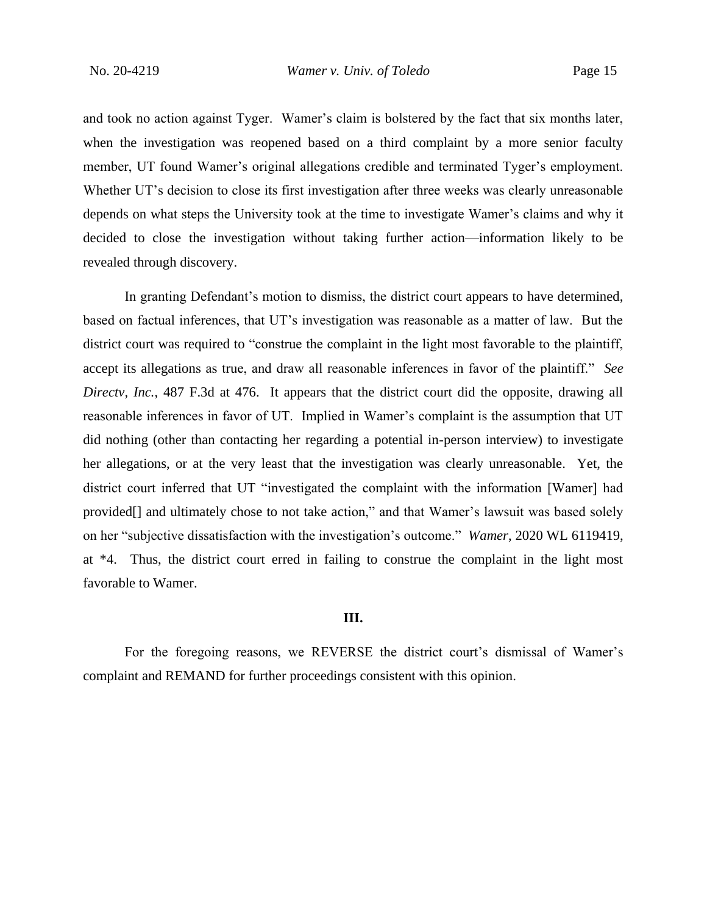and took no action against Tyger. Wamer's claim is bolstered by the fact that six months later, when the investigation was reopened based on a third complaint by a more senior faculty member, UT found Wamer's original allegations credible and terminated Tyger's employment. Whether UT's decision to close its first investigation after three weeks was clearly unreasonable depends on what steps the University took at the time to investigate Wamer's claims and why it decided to close the investigation without taking further action—information likely to be revealed through discovery.

In granting Defendant's motion to dismiss, the district court appears to have determined, based on factual inferences, that UT's investigation was reasonable as a matter of law. But the district court was required to "construe the complaint in the light most favorable to the plaintiff, accept its allegations as true, and draw all reasonable inferences in favor of the plaintiff." *See Directv, Inc.*, 487 F.3d at 476. It appears that the district court did the opposite, drawing all reasonable inferences in favor of UT. Implied in Wamer's complaint is the assumption that UT did nothing (other than contacting her regarding a potential in-person interview) to investigate her allegations, or at the very least that the investigation was clearly unreasonable. Yet, the district court inferred that UT "investigated the complaint with the information [Wamer] had provided[] and ultimately chose to not take action," and that Wamer's lawsuit was based solely on her "subjective dissatisfaction with the investigation's outcome." *Wamer*, 2020 WL 6119419, at *4. Thus, the district court erred in failing to construe the complaint in the light most favorable to Wamer.

## III.

For the foregoing reasons, we REVERSE the district court's dismissal of Wamer's complaint and REMAND for further proceedings consistent with this opinion.